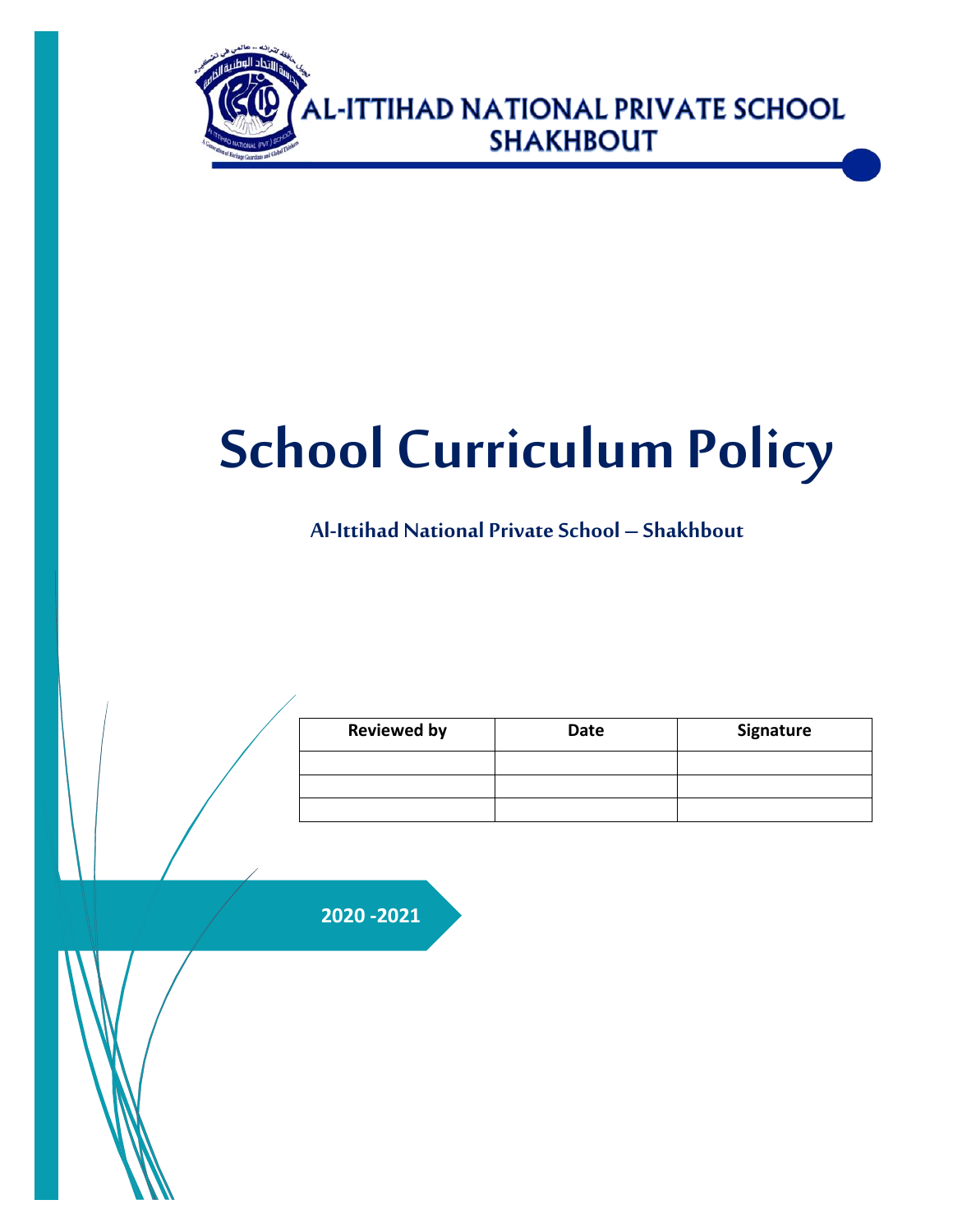AL-ITTIHAD NATIONAL PRIVATE SCHOOL
SHAKHBOUT

# School Curriculum Policy

### Al-Ittihad National Private School – Shakhbout

| Reviewed by | Date | Signature |
| --- | --- | --- |
| | | |
| | | |
| | | |

**2020 -2021**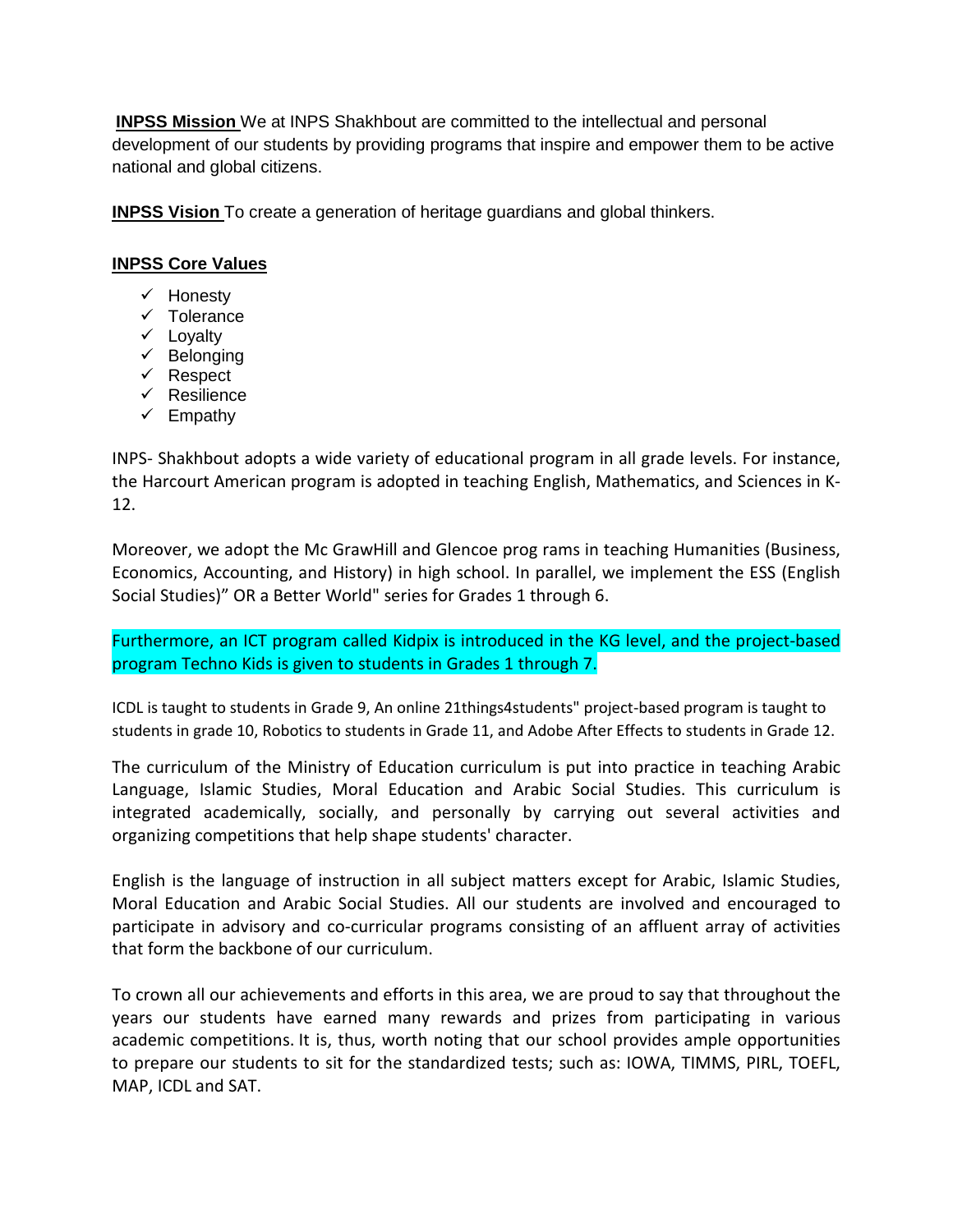**INPSS Mission** We at INPS Shakhbout are committed to the intellectual and personal development of our students by providing programs that inspire and empower them to be active national and global citizens.

**INPSS Vision** To create a generation of heritage guardians and global thinkers.

**INPSS Core Values**

- ✓ Honesty
- ✓ Tolerance
- ✓ Loyalty
- ✓ Belonging
- ✓ Respect
- ✓ Resilience
- ✓ Empathy

INPS- Shakhbout adopts a wide variety of educational program in all grade levels. For instance, the Harcourt American program is adopted in teaching English, Mathematics, and Sciences in K-12.

Moreover, we adopt the Mc GrawHill and Glencoe prog rams in teaching Humanities (Business, Economics, Accounting, and History) in high school. In parallel, we implement the ESS (English Social Studies)" OR a Better World" series for Grades 1 through 6.

Furthermore, an ICT program called Kidpix is introduced in the KG level, and the project-based program Techno Kids is given to students in Grades 1 through 7.

ICDL is taught to students in Grade 9, An online 21things4students" project-based program is taught to students in grade 10, Robotics to students in Grade 11, and Adobe After Effects to students in Grade 12.

The curriculum of the Ministry of Education curriculum is put into practice in teaching Arabic Language, Islamic Studies, Moral Education and Arabic Social Studies. This curriculum is integrated academically, socially, and personally by carrying out several activities and organizing competitions that help shape students' character.

English is the language of instruction in all subject matters except for Arabic, Islamic Studies, Moral Education and Arabic Social Studies. All our students are involved and encouraged to participate in advisory and co-curricular programs consisting of an affluent array of activities that form the backbone of our curriculum.

To crown all our achievements and efforts in this area, we are proud to say that throughout the years our students have earned many rewards and prizes from participating in various academic competitions. It is, thus, worth noting that our school provides ample opportunities to prepare our students to sit for the standardized tests; such as: IOWA, TIMMS, PIRL, TOEFL, MAP, ICDL and SAT.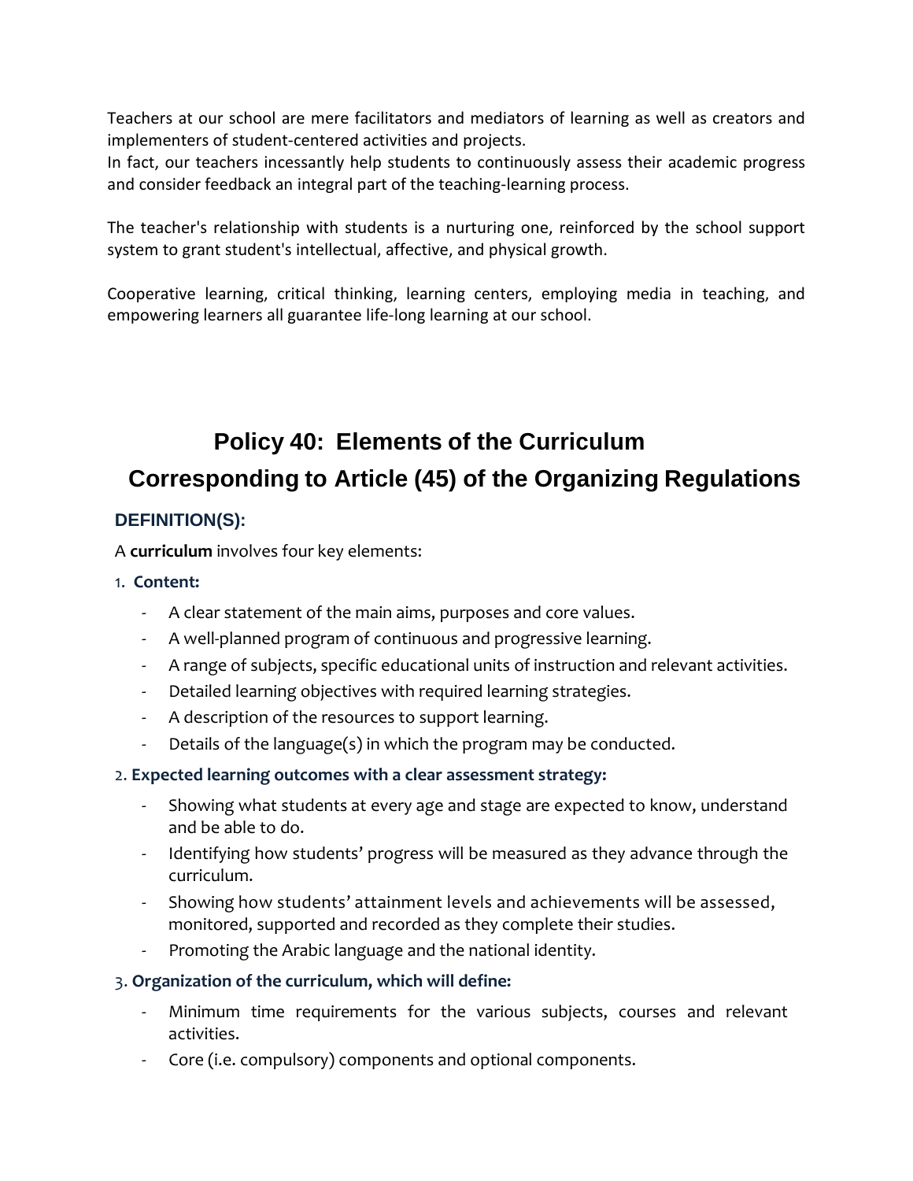Teachers at our school are mere facilitators and mediators of learning as well as creators and implementers of student-centered activities and projects.
In fact, our teachers incessantly help students to continuously assess their academic progress and consider feedback an integral part of the teaching-learning process.

The teacher's relationship with students is a nurturing one, reinforced by the school support system to grant student's intellectual, affective, and physical growth.

Cooperative learning, critical thinking, learning centers, employing media in teaching, and empowering learners all guarantee life-long learning at our school.

# Policy 40: Elements of the Curriculum
# Corresponding to Article (45) of the Organizing Regulations

## DEFINITION(S):

A **curriculum** involves four key elements:

1. **Content:**
   - A clear statement of the main aims, purposes and core values.
   - A well-planned program of continuous and progressive learning.
   - A range of subjects, specific educational units of instruction and relevant activities.
   - Detailed learning objectives with required learning strategies.
   - A description of the resources to support learning.
   - Details of the language(s) in which the program may be conducted.

2. **Expected learning outcomes with a clear assessment strategy:**
   - Showing what students at every age and stage are expected to know, understand and be able to do.
   - Identifying how students' progress will be measured as they advance through the curriculum.
   - Showing how students' attainment levels and achievements will be assessed, monitored, supported and recorded as they complete their studies.
   - Promoting the Arabic language and the national identity.

3. **Organization of the curriculum, which will define:**
   - Minimum time requirements for the various subjects, courses and relevant activities.
   - Core (i.e. compulsory) components and optional components.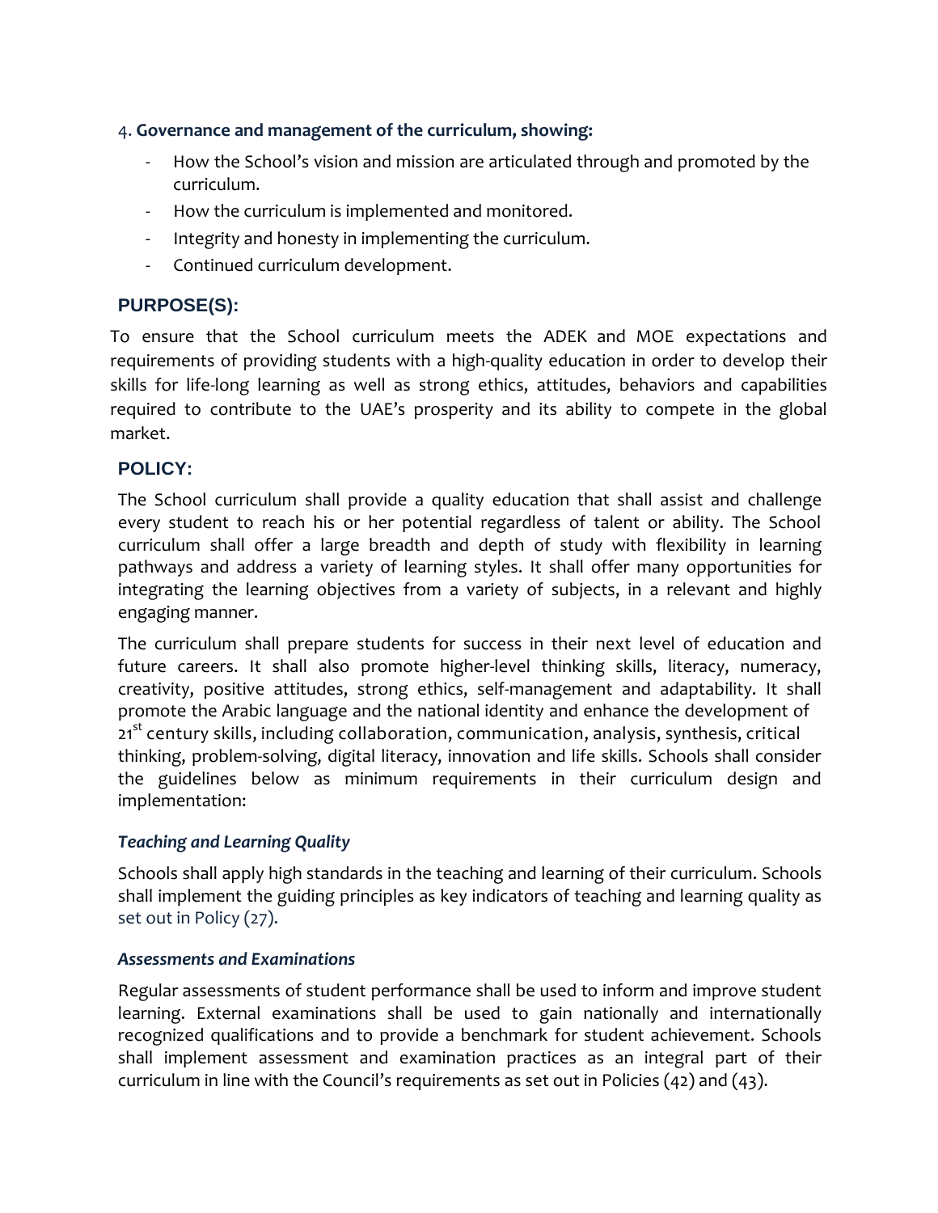4. **Governance and management of the curriculum, showing:**

- How the School's vision and mission are articulated through and promoted by the curriculum.
- How the curriculum is implemented and monitored.
- Integrity and honesty in implementing the curriculum.
- Continued curriculum development.

## PURPOSE(S):

To ensure that the School curriculum meets the ADEK and MOE expectations and requirements of providing students with a high-quality education in order to develop their skills for life-long learning as well as strong ethics, attitudes, behaviors and capabilities required to contribute to the UAE's prosperity and its ability to compete in the global market.

## POLICY:

The School curriculum shall provide a quality education that shall assist and challenge every student to reach his or her potential regardless of talent or ability. The School curriculum shall offer a large breadth and depth of study with flexibility in learning pathways and address a variety of learning styles. It shall offer many opportunities for integrating the learning objectives from a variety of subjects, in a relevant and highly engaging manner.

The curriculum shall prepare students for success in their next level of education and future careers. It shall also promote higher-level thinking skills, literacy, numeracy, creativity, positive attitudes, strong ethics, self-management and adaptability. It shall promote the Arabic language and the national identity and enhance the development of 21st century skills, including collaboration, communication, analysis, synthesis, critical thinking, problem-solving, digital literacy, innovation and life skills. Schools shall consider the guidelines below as minimum requirements in their curriculum design and implementation:

### *Teaching and Learning Quality*

Schools shall apply high standards in the teaching and learning of their curriculum. Schools shall implement the guiding principles as key indicators of teaching and learning quality as set out in Policy (27).

### *Assessments and Examinations*

Regular assessments of student performance shall be used to inform and improve student learning. External examinations shall be used to gain nationally and internationally recognized qualifications and to provide a benchmark for student achievement. Schools shall implement assessment and examination practices as an integral part of their curriculum in line with the Council's requirements as set out in Policies (42) and (43).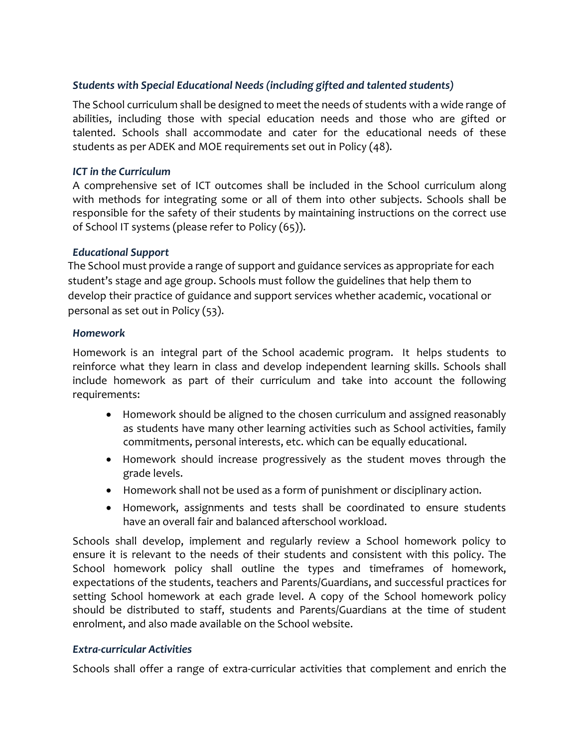### *Students with Special Educational Needs (including gifted and talented students)*

The School curriculum shall be designed to meet the needs of students with a wide range of abilities, including those with special education needs and those who are gifted or talented. Schools shall accommodate and cater for the educational needs of these students as per ADEK and MOE requirements set out in Policy (48).

### *ICT in the Curriculum*

A comprehensive set of ICT outcomes shall be included in the School curriculum along with methods for integrating some or all of them into other subjects. Schools shall be responsible for the safety of their students by maintaining instructions on the correct use of School IT systems (please refer to Policy (65)).

### *Educational Support*

The School must provide a range of support and guidance services as appropriate for each student's stage and age group. Schools must follow the guidelines that help them to develop their practice of guidance and support services whether academic, vocational or personal as set out in Policy (53).

### *Homework*

Homework is an integral part of the School academic program. It helps students to reinforce what they learn in class and develop independent learning skills. Schools shall include homework as part of their curriculum and take into account the following requirements:

- Homework should be aligned to the chosen curriculum and assigned reasonably as students have many other learning activities such as School activities, family commitments, personal interests, etc. which can be equally educational.
- Homework should increase progressively as the student moves through the grade levels.
- Homework shall not be used as a form of punishment or disciplinary action.
- Homework, assignments and tests shall be coordinated to ensure students have an overall fair and balanced afterschool workload.

Schools shall develop, implement and regularly review a School homework policy to ensure it is relevant to the needs of their students and consistent with this policy. The School homework policy shall outline the types and timeframes of homework, expectations of the students, teachers and Parents/Guardians, and successful practices for setting School homework at each grade level. A copy of the School homework policy should be distributed to staff, students and Parents/Guardians at the time of student enrolment, and also made available on the School website.

### *Extra-curricular Activities*

Schools shall offer a range of extra-curricular activities that complement and enrich the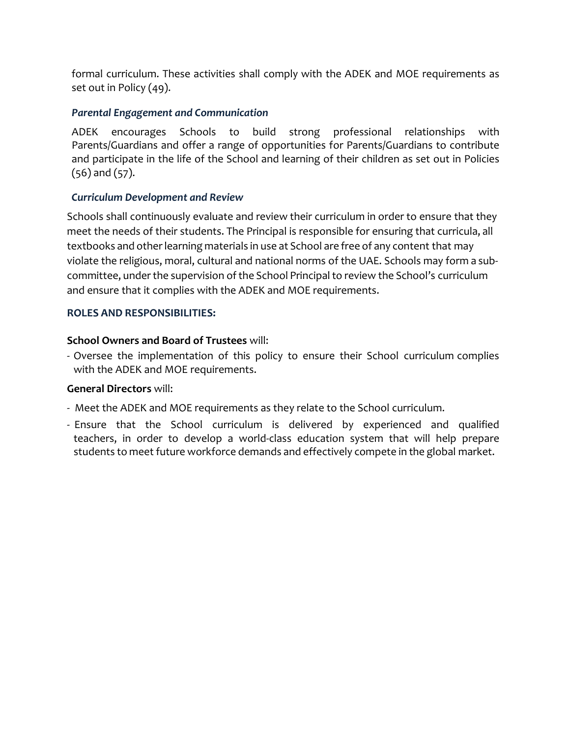formal curriculum. These activities shall comply with the ADEK and MOE requirements as set out in Policy (49).

### *Parental Engagement and Communication*

ADEK encourages Schools to build strong professional relationships with Parents/Guardians and offer a range of opportunities for Parents/Guardians to contribute and participate in the life of the School and learning of their children as set out in Policies (56) and (57).

### *Curriculum Development and Review*

Schools shall continuously evaluate and review their curriculum in order to ensure that they meet the needs of their students. The Principal is responsible for ensuring that curricula, all textbooks and other learning materials in use at School are free of any content that may violate the religious, moral, cultural and national norms of the UAE. Schools may form a sub-committee, under the supervision of the School Principal to review the School's curriculum and ensure that it complies with the ADEK and MOE requirements.

## ROLES AND RESPONSIBILITIES:

**School Owners and Board of Trustees** will:

- Oversee the implementation of this policy to ensure their School curriculum complies with the ADEK and MOE requirements.

**General Directors** will:

- Meet the ADEK and MOE requirements as they relate to the School curriculum.
- Ensure that the School curriculum is delivered by experienced and qualified teachers, in order to develop a world-class education system that will help prepare students to meet future workforce demands and effectively compete in the global market.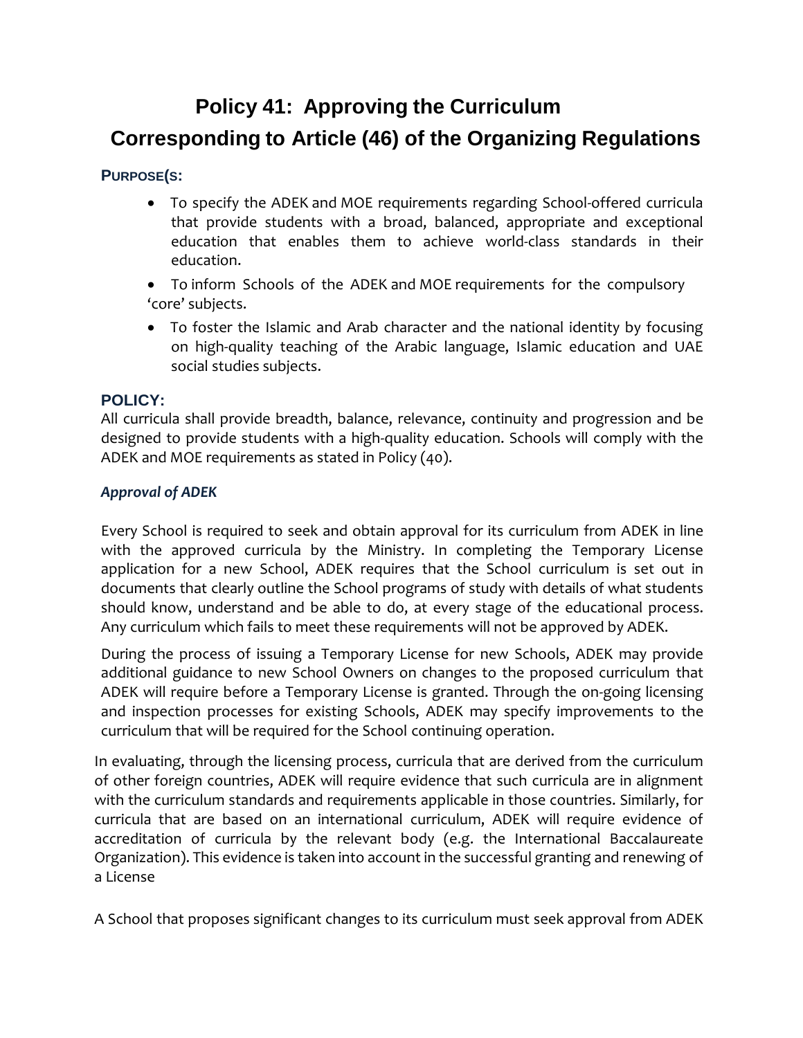# Policy 41: Approving the Curriculum

# Corresponding to Article (46) of the Organizing Regulations

**PURPOSE(S:**

- To specify the ADEK and MOE requirements regarding School-offered curricula that provide students with a broad, balanced, appropriate and exceptional education that enables them to achieve world-class standards in their education.
- To inform Schools of the ADEK and MOE requirements for the compulsory 'core' subjects.
- To foster the Islamic and Arab character and the national identity by focusing on high-quality teaching of the Arabic language, Islamic education and UAE social studies subjects.

**POLICY:**

All curricula shall provide breadth, balance, relevance, continuity and progression and be designed to provide students with a high-quality education. Schools will comply with the ADEK and MOE requirements as stated in Policy (40).

***Approval of ADEK***

Every School is required to seek and obtain approval for its curriculum from ADEK in line with the approved curricula by the Ministry. In completing the Temporary License application for a new School, ADEK requires that the School curriculum is set out in documents that clearly outline the School programs of study with details of what students should know, understand and be able to do, at every stage of the educational process. Any curriculum which fails to meet these requirements will not be approved by ADEK.

During the process of issuing a Temporary License for new Schools, ADEK may provide additional guidance to new School Owners on changes to the proposed curriculum that ADEK will require before a Temporary License is granted. Through the on-going licensing and inspection processes for existing Schools, ADEK may specify improvements to the curriculum that will be required for the School continuing operation.

In evaluating, through the licensing process, curricula that are derived from the curriculum of other foreign countries, ADEK will require evidence that such curricula are in alignment with the curriculum standards and requirements applicable in those countries. Similarly, for curricula that are based on an international curriculum, ADEK will require evidence of accreditation of curricula by the relevant body (e.g. the International Baccalaureate Organization). This evidence is taken into account in the successful granting and renewing of a License

A School that proposes significant changes to its curriculum must seek approval from ADEK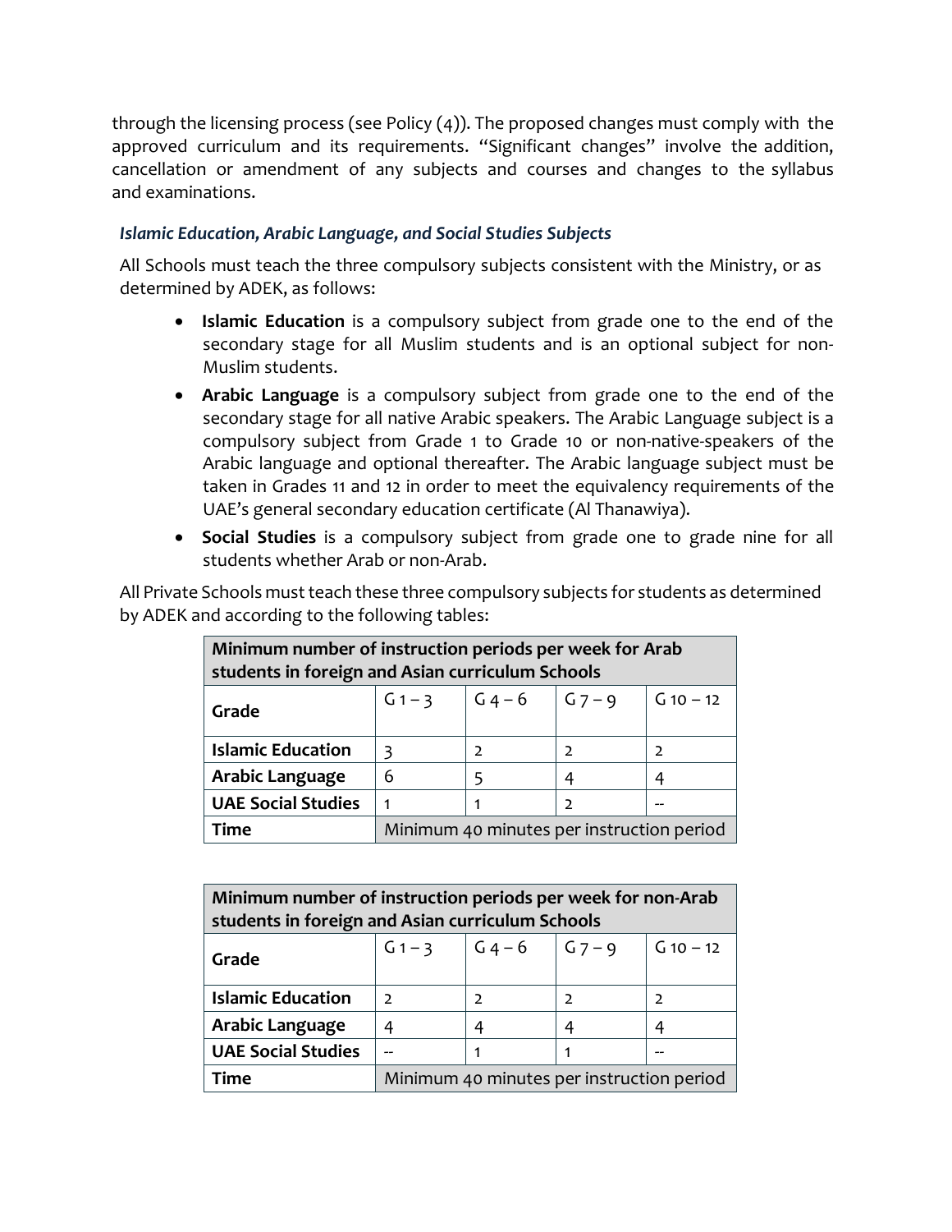through the licensing process (see Policy (4)). The proposed changes must comply with the approved curriculum and its requirements. "Significant changes" involve the addition, cancellation or amendment of any subjects and courses and changes to the syllabus and examinations.

### *Islamic Education, Arabic Language, and Social Studies Subjects*

All Schools must teach the three compulsory subjects consistent with the Ministry, or as determined by ADEK, as follows:

- **Islamic Education** is a compulsory subject from grade one to the end of the secondary stage for all Muslim students and is an optional subject for non-Muslim students.
- **Arabic Language** is a compulsory subject from grade one to the end of the secondary stage for all native Arabic speakers. The Arabic Language subject is a compulsory subject from Grade 1 to Grade 10 or non-native-speakers of the Arabic language and optional thereafter. The Arabic language subject must be taken in Grades 11 and 12 in order to meet the equivalency requirements of the UAE's general secondary education certificate (Al Thanawiya).
- **Social Studies** is a compulsory subject from grade one to grade nine for all students whether Arab or non-Arab.

All Private Schools must teach these three compulsory subjects for students as determined by ADEK and according to the following tables:

| **Minimum number of instruction periods per week for Arab students in foreign and Asian curriculum Schools** | | | | |
|---|---|---|---|---|
| **Grade** | G 1 – 3 | G 4 – 6 | G 7 – 9 | G 10 – 12 |
| **Islamic Education** | 3 | 2 | 2 | 2 |
| **Arabic Language** | 6 | 5 | 4 | 4 |
| **UAE Social Studies** | 1 | 1 | 2 | -- |
| **Time** | Minimum 40 minutes per instruction period | | | |

| **Minimum number of instruction periods per week for non-Arab students in foreign and Asian curriculum Schools** | | | | |
|---|---|---|---|---|
| **Grade** | G 1 – 3 | G 4 – 6 | G 7 – 9 | G 10 – 12 |
| **Islamic Education** | 2 | 2 | 2 | 2 |
| **Arabic Language** | 4 | 4 | 4 | 4 |
| **UAE Social Studies** | -- | 1 | 1 | -- |
| **Time** | Minimum 40 minutes per instruction period | | | |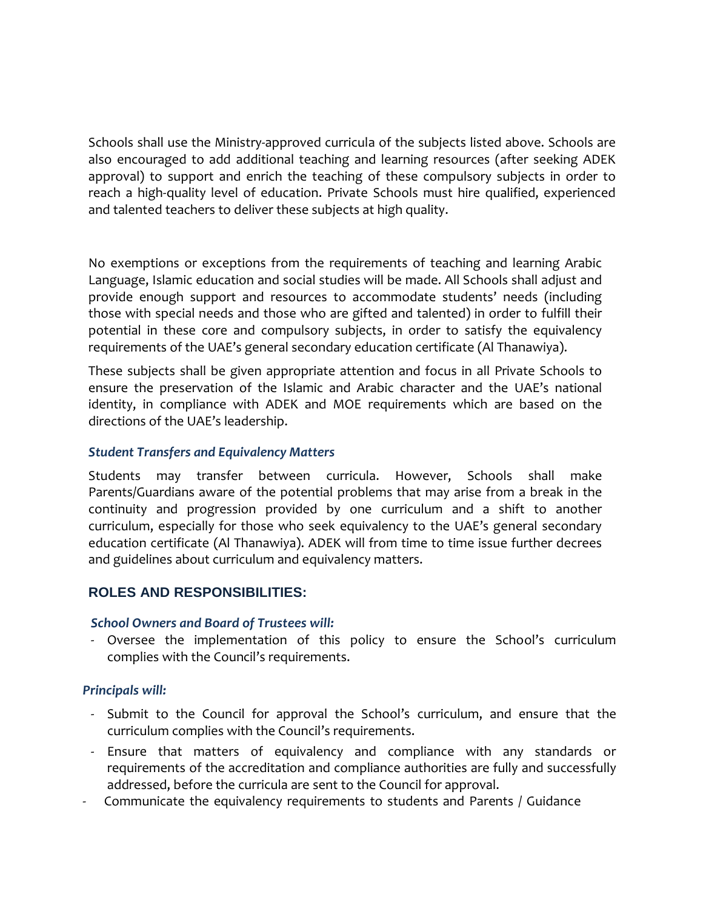Schools shall use the Ministry-approved curricula of the subjects listed above. Schools are also encouraged to add additional teaching and learning resources (after seeking ADEK approval) to support and enrich the teaching of these compulsory subjects in order to reach a high-quality level of education. Private Schools must hire qualified, experienced and talented teachers to deliver these subjects at high quality.

No exemptions or exceptions from the requirements of teaching and learning Arabic Language, Islamic education and social studies will be made. All Schools shall adjust and provide enough support and resources to accommodate students' needs (including those with special needs and those who are gifted and talented) in order to fulfill their potential in these core and compulsory subjects, in order to satisfy the equivalency requirements of the UAE's general secondary education certificate (Al Thanawiya).

These subjects shall be given appropriate attention and focus in all Private Schools to ensure the preservation of the Islamic and Arabic character and the UAE's national identity, in compliance with ADEK and MOE requirements which are based on the directions of the UAE's leadership.

### *Student Transfers and Equivalency Matters*

Students may transfer between curricula. However, Schools shall make Parents/Guardians aware of the potential problems that may arise from a break in the continuity and progression provided by one curriculum and a shift to another curriculum, especially for those who seek equivalency to the UAE's general secondary education certificate (Al Thanawiya). ADEK will from time to time issue further decrees and guidelines about curriculum and equivalency matters.

## ROLES AND RESPONSIBILITIES:

### *School Owners and Board of Trustees will:*

- Oversee the implementation of this policy to ensure the School's curriculum complies with the Council's requirements.

### *Principals will:*

- Submit to the Council for approval the School's curriculum, and ensure that the curriculum complies with the Council's requirements.
- Ensure that matters of equivalency and compliance with any standards or requirements of the accreditation and compliance authorities are fully and successfully addressed, before the curricula are sent to the Council for approval.
- Communicate the equivalency requirements to students and Parents / Guidance